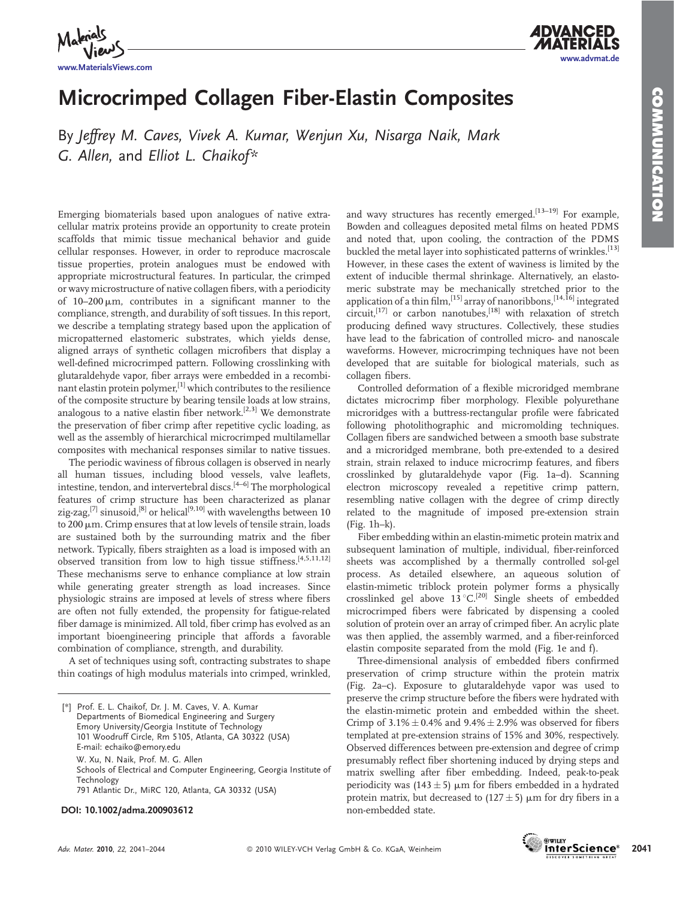# Microcrimped Collagen Fiber-Elastin Composites

By *Jeffrey M. Caves, Vivek A. Kumar, Wenjun Xu, Nisarga Naik, Mark G. Allen,* and *Elliot L. Chaikof**

Emerging biomaterials based upon analogues of native extracellular matrix proteins provide an opportunity to create protein scaffolds that mimic tissue mechanical behavior and guide cellular responses. However, in order to reproduce macroscale tissue properties, protein analogues must be endowed with appropriate microstructural features. In particular, the crimped or wavy microstructure of native collagen fibers, with a periodicity of 10–200 μm, contributes in a significant manner to the compliance, strength, and durability of soft tissues. In this report, we describe a templating strategy based upon the application of micropatterned elastomeric substrates, which yields dense, aligned arrays of synthetic collagen microfibers that display a well-defined microcrimped pattern. Following crosslinking with glutaraldehyde vapor, fiber arrays were embedded in a recombinant elastin protein polymer,[1] which contributes to the resilience of the composite structure by bearing tensile loads at low strains, analogous to a native elastin fiber network.[2,3] We demonstrate the preservation of fiber crimp after repetitive cyclic loading, as well as the assembly of hierarchical microcrimped multilamellar composites with mechanical responses similar to native tissues.

The periodic waviness of fibrous collagen is observed in nearly all human tissues, including blood vessels, valve leaflets, intestine, tendon, and intervertebral discs.[4–6] The morphological features of crimp structure has been characterized as planar zig-zag,[7] sinusoid,[8] or helical[9,10] with wavelengths between 10 to 200 μm. Crimp ensures that at low levels of tensile strain, loads are sustained both by the surrounding matrix and the fiber network. Typically, fibers straighten as a load is imposed with an observed transition from low to high tissue stiffness.[4,5,11,12] These mechanisms serve to enhance compliance at low strain while generating greater strength as load increases. Since physiologic strains are imposed at levels of stress where fibers are often not fully extended, the propensity for fatigue-related fiber damage is minimized. All told, fiber crimp has evolved as an important bioengineering principle that affords a favorable combination of compliance, strength, and durability.

A set of techniques using soft, contracting substrates to shape thin coatings of high modulus materials into crimped, wrinkled, and wavy structures has recently emerged.[13–19] For example, Bowden and colleagues deposited metal films on heated PDMS and noted that, upon cooling, the contraction of the PDMS buckled the metal layer into sophisticated patterns of wrinkles.[13] However, in these cases the extent of waviness is limited by the extent of inducible thermal shrinkage. Alternatively, an elastomeric substrate may be mechanically stretched prior to the application of a thin film,[15] array of nanoribbons,[14,16] integrated circuit,[17] or carbon nanotubes,[18] with relaxation of stretch producing defined wavy structures. Collectively, these studies have lead to the fabrication of controlled micro- and nanoscale waveforms. However, microcrimping techniques have not been developed that are suitable for biological materials, such as collagen fibers.

Controlled deformation of a flexible microridged membrane dictates microcrimp fiber morphology. Flexible polyurethane microridges with a buttress-rectangular profile were fabricated following photolithographic and micromolding techniques. Collagen fibers are sandwiched between a smooth base substrate and a microridged membrane, both pre-extended to a desired strain, strain relaxed to induce microcrimp features, and fibers crosslinked by glutaraldehyde vapor (Fig. 1a–d). Scanning electron microscopy revealed a repetitive crimp pattern, resembling native collagen with the degree of crimp directly related to the magnitude of imposed pre-extension strain (Fig. 1h–k).

Fiber embedding within an elastin-mimetic protein matrix and subsequent lamination of multiple, individual, fiber-reinforced sheets was accomplished by a thermally controlled sol-gel process. As detailed elsewhere, an aqueous solution of elastin-mimetic triblock protein polymer forms a physically crosslinked gel above 13 °C.[20] Single sheets of embedded microcrimped fibers were fabricated by dispensing a cooled solution of protein over an array of crimped fiber. An acrylic plate was then applied, the assembly warmed, and a fiber-reinforced elastin composite separated from the mold (Fig. 1e and f).

Three-dimensional analysis of embedded fibers confirmed preservation of crimp structure within the protein matrix (Fig. 2a–c). Exposure to glutaraldehyde vapor was used to preserve the crimp structure before the fibers were hydrated with the elastin-mimetic protein and embedded within the sheet. Crimp of 3.1% ± 0.4% and 9.4% ± 2.9% was observed for fibers templated at pre-extension strains of 15% and 30%, respectively. Observed differences between pre-extension and degree of crimp presumably reflect fiber shortening induced by drying steps and matrix swelling after fiber embedding. Indeed, peak-to-peak periodicity was (143 ± 5) μm for fibers embedded in a hydrated protein matrix, but decreased to (127 ± 5) μm for dry fibers in a non-embedded state.

[*] Prof. E. L. Chaikof, Dr. J. M. Caves, V. A. Kumar
Departments of Biomedical Engineering and Surgery
Emory University/Georgia Institute of Technology
101 Woodruff Circle, Rm 5105, Atlanta, GA 30322 (USA)
E-mail: echaiko@emory.edu

W. Xu, N. Naik, Prof. M. G. Allen
Schools of Electrical and Computer Engineering, Georgia Institute of Technology
791 Atlantic Dr., MiRC 120, Atlanta, GA 30332 (USA)

**DOI: 10.1002/adma.200903612**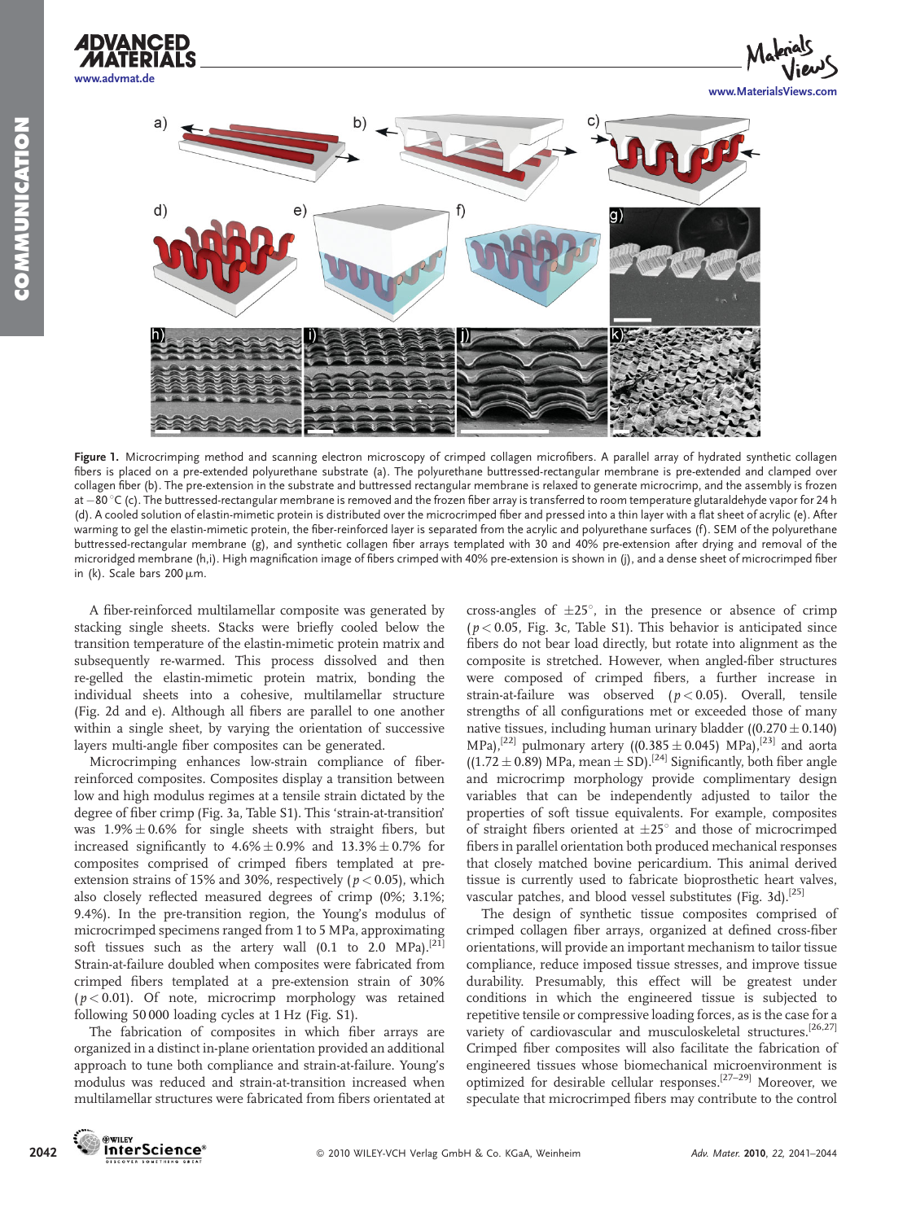**Figure 1.** Microcrimping method and scanning electron microscopy of crimped collagen microfibers. A parallel array of hydrated synthetic collagen fibers is placed on a pre-extended polyurethane substrate (a). The polyurethane buttressed-rectangular membrane is pre-extended and clamped over collagen fiber (b). The pre-extension in the substrate and buttressed rectangular membrane is relaxed to generate microcrimp, and the assembly is frozen at −80 °C (c). The buttressed-rectangular membrane is removed and the frozen fiber array is transferred to room temperature glutaraldehyde vapor for 24 h (d). A cooled solution of elastin-mimetic protein is distributed over the microcrimped fiber and pressed into a thin layer with a flat sheet of acrylic (e). After warming to gel the elastin-mimetic protein, the fiber-reinforced layer is separated from the acrylic and polyurethane surfaces (f). SEM of the polyurethane buttressed-rectangular membrane (g), and synthetic collagen fiber arrays templated with 30 and 40% pre-extension after drying and removal of the microridged membrane (h,i). High magnification image of fibers crimped with 40% pre-extension is shown in (j), and a dense sheet of microcrimped fiber in (k). Scale bars 200 μm.

A fiber-reinforced multilamellar composite was generated by stacking single sheets. Stacks were briefly cooled below the transition temperature of the elastin-mimetic protein and subsequently re-warmed. This process dissolved and then re-gelled the elastin-mimetic protein matrix, bonding the individual sheets into a cohesive, multilamellar structure (Fig. 2d and e). Although all fibers are parallel to one another within a single sheet, by varying the orientation of successive layers multi-angle fiber composites can be generated.

Microcrimping enhances low-strain compliance of fiber-reinforced composites. Composites display a transition between low and high modulus regimes at a tensile strain dictated by the degree of fiber crimp (Fig. 3a, Table S1). This 'strain-at-transition' was 1.9% ± 0.6% for single sheets with straight fibers, but increased significantly to 4.6% ± 0.9% and 13.3% ± 0.7% for composites comprised of crimped fibers templated at pre-extension strains of 15% and 30%, respectively ($p < 0.05$), which also closely reflected measured degrees of crimp (0%; 3.1%; 9.4%). In the pre-transition region, the Young's modulus of microcrimped specimens ranged from 1 to 5 MPa, approximating soft tissues such as the artery wall (0.1 to 2.0 MPa).[21] Strain-at-failure doubled when composites were fabricated from crimped fibers templated at a pre-extension strain of 30% ($p < 0.01$). Of note, microcrimp morphology was retained following 50 000 loading cycles at 1 Hz (Fig. S1).

The fabrication of composites in which fiber arrays are organized in a distinct in-plane orientation provided an additional approach to tune both compliance and strain-at-failure. Young's modulus was reduced and strain-at-transition increased when multilamellar structures were fabricated from fibers orientated at cross-angles of ±25°, in the presence or absence of crimp ($p < 0.05$, Fig. 3c, Table S1). This behavior is anticipated since fibers do not bear load directly, but rotate into alignment as the composite is stretched. However, when angled-fiber structures were composed of crimped fibers, a further increase in strain-at-failure was observed ($p < 0.05$). Overall, tensile strengths of all configurations met or exceeded those of many native tissues, including human urinary bladder ((0.270 ± 0.140) MPa),[22] pulmonary artery ((0.385 ± 0.045) MPa),[23] and aorta ((1.72 ± 0.89) MPa, mean ± SD).[24] Significantly, both fiber angle and microcrimp morphology provide complimentary design variables that can be independently adjusted to tailor the properties of soft tissue equivalents. For example, composites of straight fibers oriented at ±25° and those of microcrimped fibers in parallel orientation both produced mechanical responses that closely matched bovine pericardium. This animal derived tissue is currently used to fabricate bioprosthetic heart valves, vascular patches, and blood vessel substitutes (Fig. 3d).[25]

The design of synthetic tissue composites comprised of crimped collagen fiber arrays, organized at defined cross-fiber orientations, will provide an important mechanism to tailor tissue compliance, reduce imposed tissue stresses, and improve tissue durability. Presumably, this effect will be greatest under conditions in which the engineered tissue is subjected to repetitive tensile or compressive loading forces, as is the case for a variety of cardiovascular and musculoskeletal structures.[26,27] Crimped fiber composites will also facilitate the fabrication of engineered tissues whose biomechanical microenvironment is optimized for desirable cellular responses.[27–29] Moreover, we speculate that microcrimped fibers may contribute to the control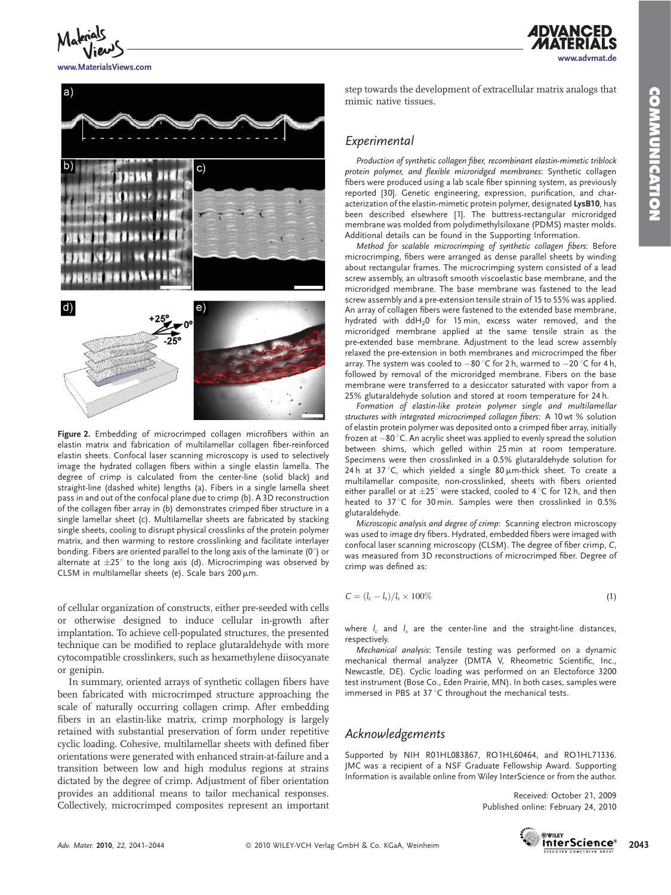**Figure 2.** Embedding of microcrimped collagen microfibers within an elastin matrix and fabrication of multilamellar collagen fiber-reinforced elastin sheets. Confocal laser scanning microscopy is used to selectively image the hydrated collagen fibers within a single elastin lamella. The degree of crimp is calculated from the center-line (solid black) and straight-line (dashed white) lengths (a). Fibers in a single lamella sheet pass in and out of the confocal plane due to crimp (b). A 3D reconstruction of the collagen fiber array in (b) demonstrates crimped fiber structure in a single lamellar sheet (c). Multilamellar sheets are fabricated by stacking single sheets, cooling to disrupt physical crosslinks of the protein polymer matrix, and then warming to restore crosslinking and facilitate interlayer bonding. Fibers are oriented parallel to the long axis of the laminate (0°) or alternate at ±25° to the long axis (d). Microcrimping was observed by CLSM in multilamellar sheets (e). Scale bars 200 μm.

of cellular organization of constructs, either pre-seeded with cells or otherwise designed to induce cellular in-growth after implantation. To achieve cell-populated structures, the presented technique can be modified to replace glutaraldehyde with more cytocompatible crosslinkers, such as hexamethylene diisocyanate or genipin.

In summary, oriented arrays of synthetic collagen fibers have been fabricated with microcrimped structure approaching the scale of naturally occurring collagen crimp. After embedding fibers in an elastin-like matrix, crimp morphology is largely retained with substantial preservation of form under repetitive cyclic loading. Cohesive, multilamellar sheets with defined fiber orientations were generated with enhanced strain-at-failure and a transition between low and high modulus regions at strains dictated by the degree of crimp. Adjustment of fiber orientation provides an additional means to tailor mechanical responses. Collectively, microcrimped composites represent an important step towards the development of extracellular matrix analogs that mimic native tissues.

## Experimental

*Production of synthetic collagen fiber, recombinant elastin-mimetic triblock protein polymer, and flexible microridged membranes*: Synthetic collagen fibers were produced using a lab scale fiber spinning system, as previously reported [30]. Genetic engineering, expression, purification, and characterization of the elastin-mimetic protein polymer, designated **LysB10**, has been described elsewhere [1]. The buttress-rectangular microridged membrane was molded from polydimethylsiloxane (PDMS) master molds. Additional details can be found in the Supporting Information.

*Method for scalable microcrimping of synthetic collagen fibers*: Before microcrimping, fibers were arranged as dense parallel sheets by winding about rectangular frames. The microcrimping system consisted of a lead screw assembly, an ultrasoft smooth viscoelastic base membrane, and the microridged membrane. The base membrane was fastened to the lead screw assembly and a pre-extension tensile strain of 15 to 55% was applied. An array of collagen fibers were fastened to the extended base membrane, hydrated with $ddH_2O$ for 15 min, excess water removed, and the microridged membrane applied at the same tensile strain as the pre-extended base membrane. Adjustment to the lead screw assembly relaxed the pre-extension in both membranes and microcrimped the fiber array. The system was cooled to −80 °C for 2 h, warmed to −20 °C for 4 h, followed by removal of the microridged membrane. Fibers on the base membrane were transferred to a desiccator saturated with vapor from a 25% glutaraldehyde solution and stored at room temperature for 24 h.

*Formation of elastin-like protein polymer single and multilamellar structures with integrated microcrimped collagen fibers*: A 10 wt % solution of elastin protein polymer was deposited onto a crimped fiber array, initially frozen at −80 °C. An acrylic sheet was applied to evenly spread the solution between shims, which gelled within 25 min at room temperature. Specimens were then crosslinked in a 0.5% glutaraldehyde solution for 24 h at 37 °C, which yielded a single 80 μm-thick sheet. To create a multilamellar composite, non-crosslinked, sheets with fibers oriented either parallel or at ±25° were stacked, cooled to 4 °C for 12 h, and then heated to 37 °C for 30 min. Samples were then crosslinked in 0.5% glutaraldehyde.

*Microscopic analysis and degree of crimp*: Scanning electron microscopy was used to image dry fibers. Hydrated, embedded fibers were imaged with confocal laser scanning microscopy (CLSM). The degree of fiber crimp, $C$, was measured from 3D reconstructions of microcrimped fiber. Degree of crimp was defined as:

$$C = (l_c - l_s)/l_s \times 100\% \quad (1)$$

where $l_c$ and $l_s$ are the center-line and the straight-line distances, respectively.

*Mechanical analysis*: Tensile testing was performed on a dynamic mechanical thermal analyzer (DMTA V, Rheometric Scientific, Inc., Newcastle, DE). Cyclic loading was performed on an Electoforce 3200 test instrument (Bose Co., Eden Prairie, MN). In both cases, samples were immersed in PBS at 37 °C throughout the mechanical tests.

## Acknowledgements

Supported by NIH R01HL083867, RO1HL60464, and RO1HL71336. JMC was a recipient of a NSF Graduate Fellowship Award. Supporting Information is available online from Wiley InterScience or from the author.

Received: October 21, 2009
Published online: February 24, 2010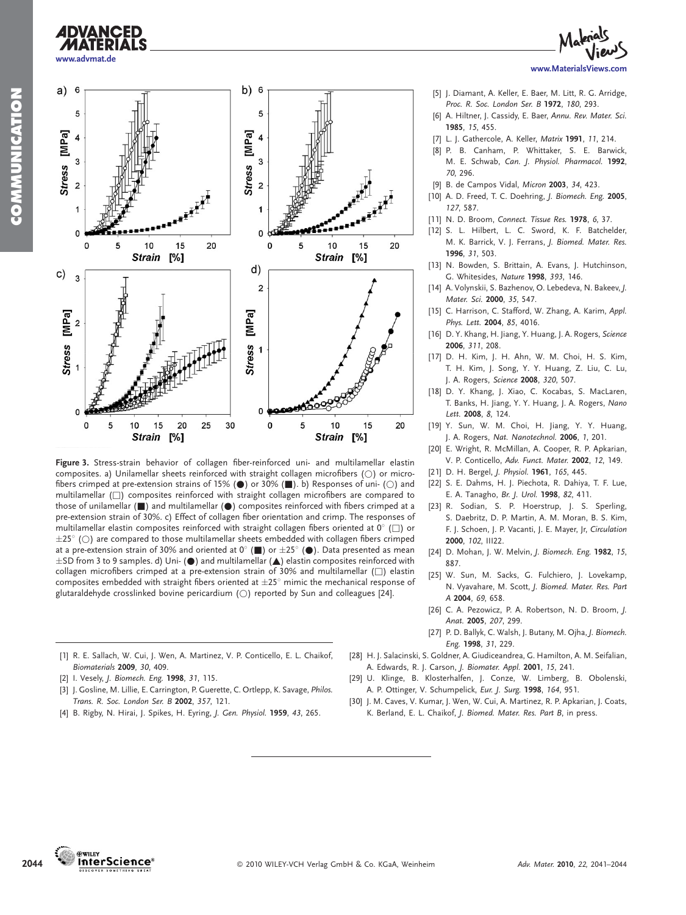a)
Stress [MPa]
6
5
4
3
2
1
0
0 5 10 15 20
Strain [%]

b)
Stress [MPa]
6
5
4
3
2
1
0
0 5 10 15 20
Strain [%]

c)
Stress [MPa]
3
2
1
0
0 5 10 15 20 25 30
Strain [%]

d)
Stress [MPa]
2
1
0
0 5 10 15 20
Strain [%]

**Figure 3.** Stress-strain behavior of collagen fiber-reinforced uni- and multilamellar elastin composites. a) Unilamellar sheets reinforced with straight collagen microfibers (○) or microfibers crimped at pre-extension strains of 15% (●) or 30% (■). b) Responses of uni- (○) and multilamellar (□) composites reinforced with straight collagen microfibers are compared to those of unilamellar (■) and multilamellar (●) composites reinforced with fibers crimped at a pre-extension strain of 30%. c) Effect of collagen fiber orientation and crimp. The responses of multilamellar elastin composites reinforced with straight collagen fibers oriented at 0° (□) or ±25° (○) are compared to those multilamellar sheets embedded with collagen fibers crimped at a pre-extension strain of 30% and oriented at 0° (■) or ±25° (●). Data presented as mean ±SD from 3 to 9 samples. d) Uni- (●) and multilamellar (▲) elastin composites reinforced with collagen microfibers crimped at a pre-extension strain of 30% and multilamellar (□) elastin composites embedded with straight fibers oriented at ±25° mimic the mechanical response of glutaraldehyde crosslinked bovine pericardium (○) reported by Sun and colleagues [24].

[1] R. E. Sallach, W. Cui, J. Wen, A. Martinez, V. P. Conticello, E. L. Chaikof, *Biomaterials* **2009**, *30*, 409.
[2] I. Vesely, *J. Biomech. Eng.* **1998**, *31*, 115.
[3] J. Gosline, M. Lillie, E. Carrington, P. Guerette, C. Ortlepp, K. Savage, *Philos. Trans. R. Soc. London Ser. B* **2002**, *357*, 121.
[4] B. Rigby, N. Hirai, J. Spikes, H. Eyring, *J. Gen. Physiol.* **1959**, *43*, 265.
[5] J. Diamant, A. Keller, E. Baer, M. Litt, R. G. Arridge, *Proc. R. Soc. London Ser. B* **1972**, *180*, 293.
[6] A. Hiltner, J. Cassidy, E. Baer, *Annu. Rev. Mater. Sci.* **1985**, *15*, 455.
[7] L. J. Gathercole, A. Keller, *Matrix* **1991**, *11*, 214.
[8] P. B. Canham, P. Whittaker, S. E. Barwick, M. E. Schwab, *Can. J. Physiol. Pharmacol.* **1992**, *70*, 296.
[9] B. de Campos Vidal, *Micron* **2003**, *34*, 423.
[10] A. D. Freed, T. C. Doehring, *J. Biomech. Eng.* **2005**, *127*, 587.
[11] N. D. Broom, *Connect. Tissue Res.* **1978**, *6*, 37.
[12] S. L. Hilbert, L. C. Sword, K. F. Batchelder, M. K. Barrick, V. J. Ferrans, *J. Biomed. Mater. Res.* **1996**, *31*, 503.
[13] N. Bowden, S. Brittain, A. Evans, J. Hutchinson, G. Whitesides, *Nature* **1998**, *393*, 146.
[14] A. Volynskii, S. Bazhenov, O. Lebedeva, N. Bakeev, *J. Mater. Sci.* **2000**, *35*, 547.
[15] C. Harrison, C. Stafford, W. Zhang, A. Karim, *Appl. Phys. Lett.* **2004**, *85*, 4016.
[16] D. Y. Khang, H. Jiang, Y. Huang, J. A. Rogers, *Science* **2006**, *311*, 208.
[17] D. H. Kim, J. H. Ahn, W. M. Choi, H. S. Kim, T. H. Kim, J. Song, Y. Y. Huang, Z. Liu, C. Lu, J. A. Rogers, *Science* **2008**, *320*, 507.
[18] D. Y. Khang, J. Xiao, C. Kocabas, S. MacLaren, T. Banks, H. Jiang, Y. Y. Huang, J. A. Rogers, *Nano Lett.* **2008**, *8*, 124.
[19] Y. Sun, W. M. Choi, H. Jiang, Y. Y. Huang, J. A. Rogers, *Nat. Nanotechnol.* **2006**, *1*, 201.
[20] E. Wright, R. McMillan, A. Cooper, R. P. Apkarian, V. P. Conticello, *Adv. Funct. Mater.* **2002**, *12*, 149.
[21] D. H. Bergel, *J. Physiol.* **1961**, *165*, 445.
[22] S. E. Dahms, H. J. Piechota, R. Dahiya, T. F. Lue, E. A. Tanagho, *Br. J. Urol.* **1998**, *82*, 411.
[23] R. Sodian, S. P. Hoerstrup, J. S. Sperling, S. Daebritz, D. P. Martin, A. M. Moran, B. S. Kim, F. J. Schoen, J. P. Vacanti, J. E. Mayer, Jr, *Circulation* **2000**, *102*, III22.
[24] D. Mohan, J. W. Melvin, *J. Biomech. Eng.* **1982**, *15*, 887.
[25] W. Sun, M. Sacks, G. Fulchiero, J. Lovekamp, N. Vyavahare, M. Scott, *J. Biomed. Mater. Res. Part A* **2004**, *69*, 658.
[26] C. A. Pezowicz, P. A. Robertson, N. D. Broom, *J. Anat.* **2005**, *207*, 299.
[27] P. D. Ballyk, C. Walsh, J. Butany, M. Ojha, *J. Biomech. Eng.* **1998**, *31*, 229.
[28] H. J. Salacinski, S. Goldner, A. Giudiceandrea, G. Hamilton, A. M. Seifalian, A. Edwards, R. J. Carson, *J. Biomater. Appl.* **2001**, *15*, 241.
[29] U. Klinge, B. Klosterhalfen, J. Conze, W. Limberg, B. Obolenski, A. P. Ottinger, V. Schumpelick, *Eur. J. Surg.* **1998**, *164*, 951.
[30] J. M. Caves, V. Kumar, J. Wen, W. Cui, A. Martinez, R. P. Apkarian, J. Coats, K. Berland, E. L. Chaikof, *J. Biomed. Mater. Res. Part B*, in press.